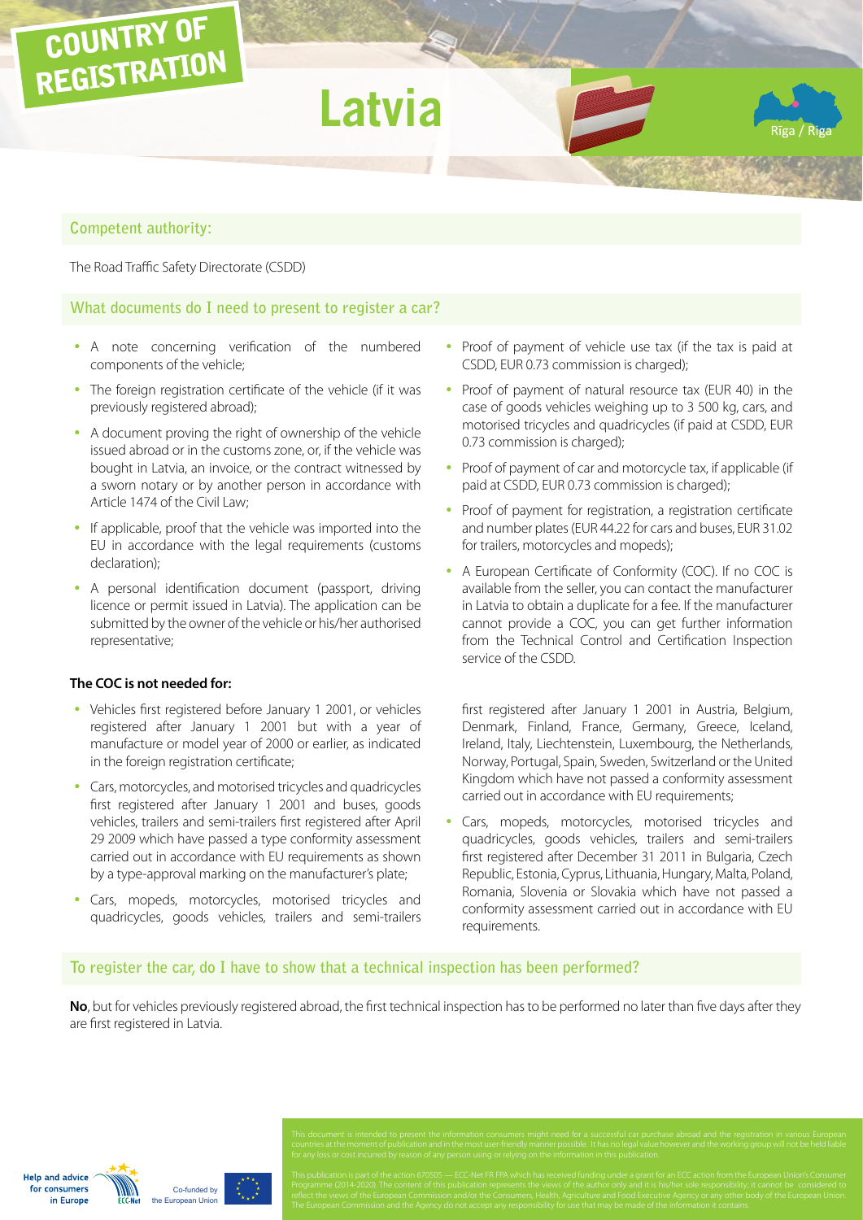# COUNTRY OF REGISTRATION

# Latvia

Riga / Riga

## Competent authority:

The Road Traffic Safety Directorate (CSDD)

## What documents do I need to present to register a car?

- A note concerning verification of the numbered components of the vehicle;
- The foreign registration certificate of the vehicle (if it was previously registered abroad);
- A document proving the right of ownership of the vehicle issued abroad or in the customs zone, or, if the vehicle was bought in Latvia, an invoice, or the contract witnessed by a sworn notary or by another person in accordance with Article 1474 of the Civil Law;
- If applicable, proof that the vehicle was imported into the EU in accordance with the legal requirements (customs declaration);
- A personal identification document (passport, driving licence or permit issued in Latvia). The application can be submitted by the owner of the vehicle or his/her authorised representative;
- Proof of payment of vehicle use tax (if the tax is paid at CSDD, EUR 0.73 commission is charged);
- Proof of payment of natural resource tax (EUR 40) in the case of goods vehicles weighing up to 3 500 kg, cars, and motorised tricycles and quadricycles (if paid at CSDD, EUR 0.73 commission is charged);
- Proof of payment of car and motorcycle tax, if applicable (if paid at CSDD, EUR 0.73 commission is charged);
- Proof of payment for registration, a registration certificate and number plates (EUR 44.22 for cars and buses, EUR 31.02 for trailers, motorcycles and mopeds);
- A European Certificate of Conformity (COC). If no COC is available from the seller, you can contact the manufacturer in Latvia to obtain a duplicate for a fee. If the manufacturer cannot provide a COC, you can get further information from the Technical Control and Certification Inspection service of the CSDD.

**The COC is not needed for:**

- Vehicles first registered before January 1 2001, or vehicles registered after January 1 2001 but with a year of manufacture or model year of 2000 or earlier, as indicated in the foreign registration certificate;
- Cars, motorcycles, and motorised tricycles and quadricycles first registered after January 1 2001 and buses, goods vehicles, trailers and semi-trailers first registered after April 29 2009 which have passed a type conformity assessment carried out in accordance with EU requirements as shown by a type-approval marking on the manufacturer's plate;
- Cars, mopeds, motorcycles, motorised tricycles and quadricycles, goods vehicles, trailers and semi-trailers first registered after January 1 2001 in Austria, Belgium, Denmark, Finland, France, Germany, Greece, Iceland, Ireland, Italy, Liechtenstein, Luxembourg, the Netherlands, Norway, Portugal, Spain, Sweden, Switzerland or the United Kingdom which have not passed a conformity assessment carried out in accordance with EU requirements;
- Cars, mopeds, motorcycles, motorised tricycles and quadricycles, goods vehicles, trailers and semi-trailers first registered after December 31 2011 in Bulgaria, Czech Republic, Estonia, Cyprus, Lithuania, Hungary, Malta, Poland, Romania, Slovenia or Slovakia which have not passed a conformity assessment carried out in accordance with EU requirements.

## To register the car, do I have to show that a technical inspection has been performed?

**No**, but for vehicles previously registered abroad, the first technical inspection has to be performed no later than five days after they are first registered in Latvia.

This document is intended to present the information consumers might need for a successful car purchase abroad and the registration in various European countries at the moment of publication and in the most user-friendly manner possible. It has no legal value however and the working group will not be held liable for any loss or cost incurred by reason of any person using or relying on the information in this publication.

This publication is part of the action 670505 — ECC-Net FR FPA which has received funding under a grant for an ECC action from the European Union's Consumer Programme (2014-2020). The content of this publication represents the views of the author only and it is his/her sole responsibility; it cannot be considered to reflect the views of the European Commission and/or the Consumers, Health, Agriculture and Food Executive Agency or any other body of the European Union. The European Commission and the Agency do not accept any responsibility for use that may be made of the information it contains.

Help and advice for consumers in Europe — ECC-Net — Co-funded by the European Union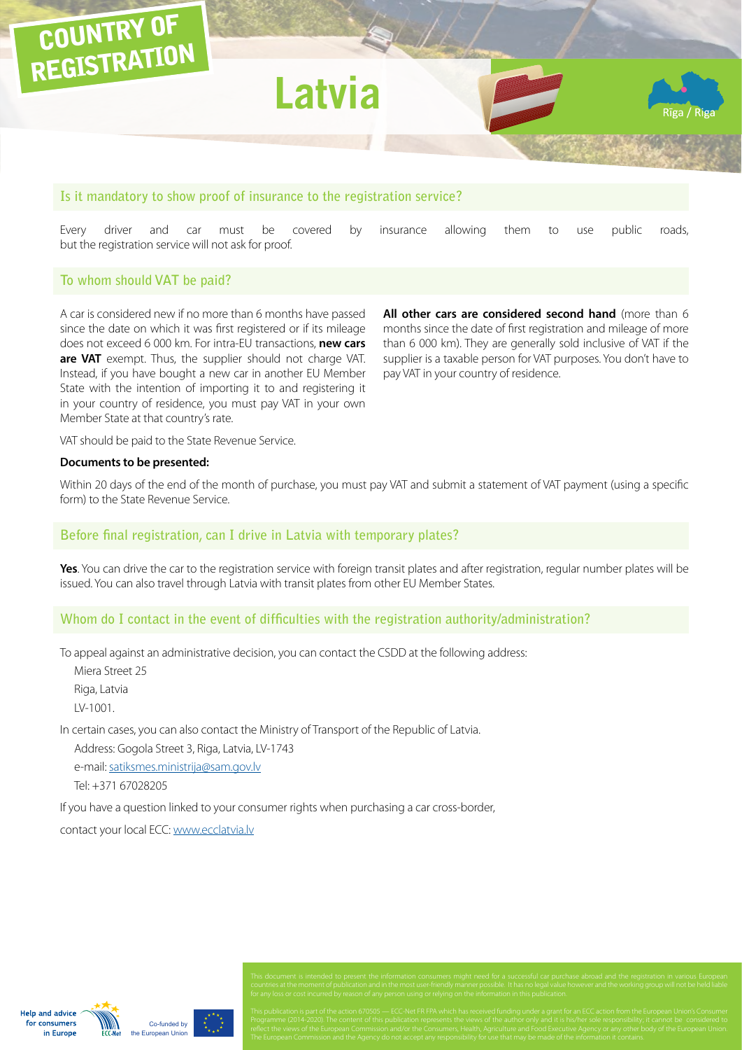COUNTRY OF REGISTRATION

# Latvia

Riga / Riga

## Is it mandatory to show proof of insurance to the registration service?

Every driver and car must be covered by insurance allowing them to use public roads, but the registration service will not ask for proof.

## To whom should VAT be paid?

A car is considered new if no more than 6 months have passed since the date on which it was first registered or if its mileage does not exceed 6 000 km. For intra-EU transactions, **new cars are VAT** exempt. Thus, the supplier should not charge VAT. Instead, if you have bought a new car in another EU Member State with the intention of importing it to and registering it in your country of residence, you must pay VAT in your own Member State at that country's rate.

**All other cars are considered second hand** (more than 6 months since the date of first registration and mileage of more than 6 000 km). They are generally sold inclusive of VAT if the supplier is a taxable person for VAT purposes. You don't have to pay VAT in your country of residence.

VAT should be paid to the State Revenue Service.

**Documents to be presented:**

Within 20 days of the end of the month of purchase, you must pay VAT and submit a statement of VAT payment (using a specific form) to the State Revenue Service.

## Before final registration, can I drive in Latvia with temporary plates?

**Yes**. You can drive the car to the registration service with foreign transit plates and after registration, regular number plates will be issued. You can also travel through Latvia with transit plates from other EU Member States.

## Whom do I contact in the event of difficulties with the registration authority/administration?

To appeal against an administrative decision, you can contact the CSDD at the following address:

Miera Street 25
Riga, Latvia
LV-1001.

In certain cases, you can also contact the Ministry of Transport of the Republic of Latvia.

Address: Gogola Street 3, Riga, Latvia, LV-1743
e-mail: satiksmes.ministrija@sam.gov.lv
Tel: +371 67028205

If you have a question linked to your consumer rights when purchasing a car cross-border,

contact your local ECC: www.ecclatvia.lv

This document is intended to present the information consumers might need for a successful car purchase abroad and the registration in various European countries at the moment of publication and in the most user-friendly manner possible. It has no legal value however and the working group will not be held liable for any loss or cost incurred by reason of any person using or relying on the information in this publication.

This publication is part of the action 670505 — ECC-Net FR FPA which has received funding under a grant for an ECC action from the European Union's Consumer Programme (2014-2020). The content of this publication represents the views of the author only and it is his/her sole responsibility; it cannot be considered to reflect the views of the European Commission and/or the Consumers, Health, Agriculture and Food Executive Agency or any other body of the European Union. The European Commission and the Agency do not accept any responsibility for use that may be made of the information it contains.

Help and advice for consumers in Europe — ECC-Net

Co-funded by the European Union